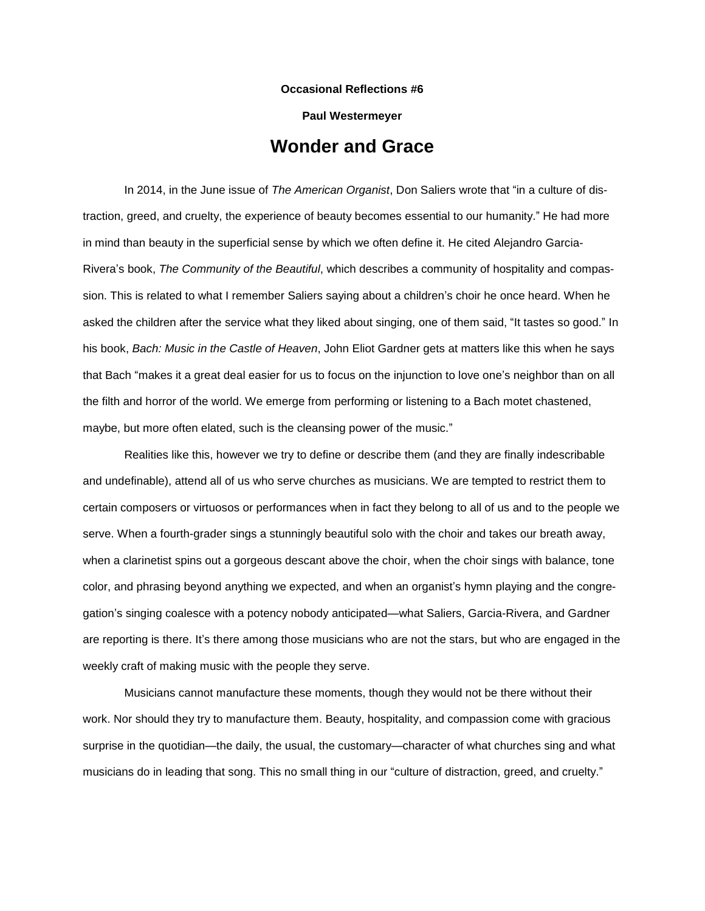**Occasional Reflections #6**

**Paul Westermeyer**

# Wonder and Grace

In 2014, in the June issue of *The American Organist*, Don Saliers wrote that "in a culture of distraction, greed, and cruelty, the experience of beauty becomes essential to our humanity." He had more in mind than beauty in the superficial sense by which we often define it. He cited Alejandro Garcia-Rivera's book, *The Community of the Beautiful*, which describes a community of hospitality and compassion. This is related to what I remember Saliers saying about a children's choir he once heard. When he asked the children after the service what they liked about singing, one of them said, "It tastes so good." In his book, *Bach: Music in the Castle of Heaven*, John Eliot Gardner gets at matters like this when he says that Bach "makes it a great deal easier for us to focus on the injunction to love one's neighbor than on all the filth and horror of the world. We emerge from performing or listening to a Bach motet chastened, maybe, but more often elated, such is the cleansing power of the music."

Realities like this, however we try to define or describe them (and they are finally indescribable and undefinable), attend all of us who serve churches as musicians. We are tempted to restrict them to certain composers or virtuosos or performances when in fact they belong to all of us and to the people we serve. When a fourth-grader sings a stunningly beautiful solo with the choir and takes our breath away, when a clarinetist spins out a gorgeous descant above the choir, when the choir sings with balance, tone color, and phrasing beyond anything we expected, and when an organist's hymn playing and the congregation's singing coalesce with a potency nobody anticipated—what Saliers, Garcia-Rivera, and Gardner are reporting is there. It's there among those musicians who are not the stars, but who are engaged in the weekly craft of making music with the people they serve.

Musicians cannot manufacture these moments, though they would not be there without their work. Nor should they try to manufacture them. Beauty, hospitality, and compassion come with gracious surprise in the quotidian—the daily, the usual, the customary—character of what churches sing and what musicians do in leading that song. This no small thing in our "culture of distraction, greed, and cruelty."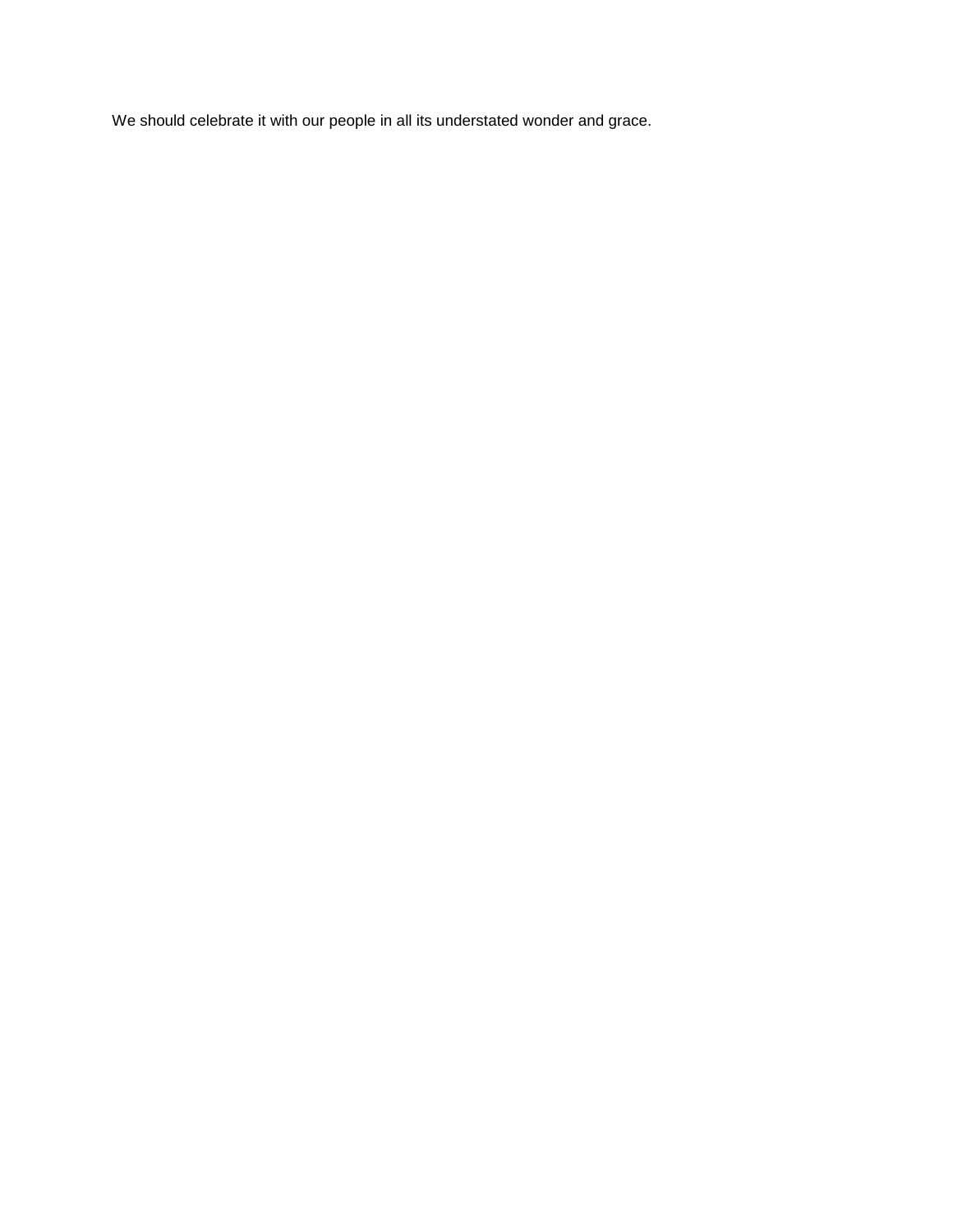We should celebrate it with our people in all its understated wonder and grace.